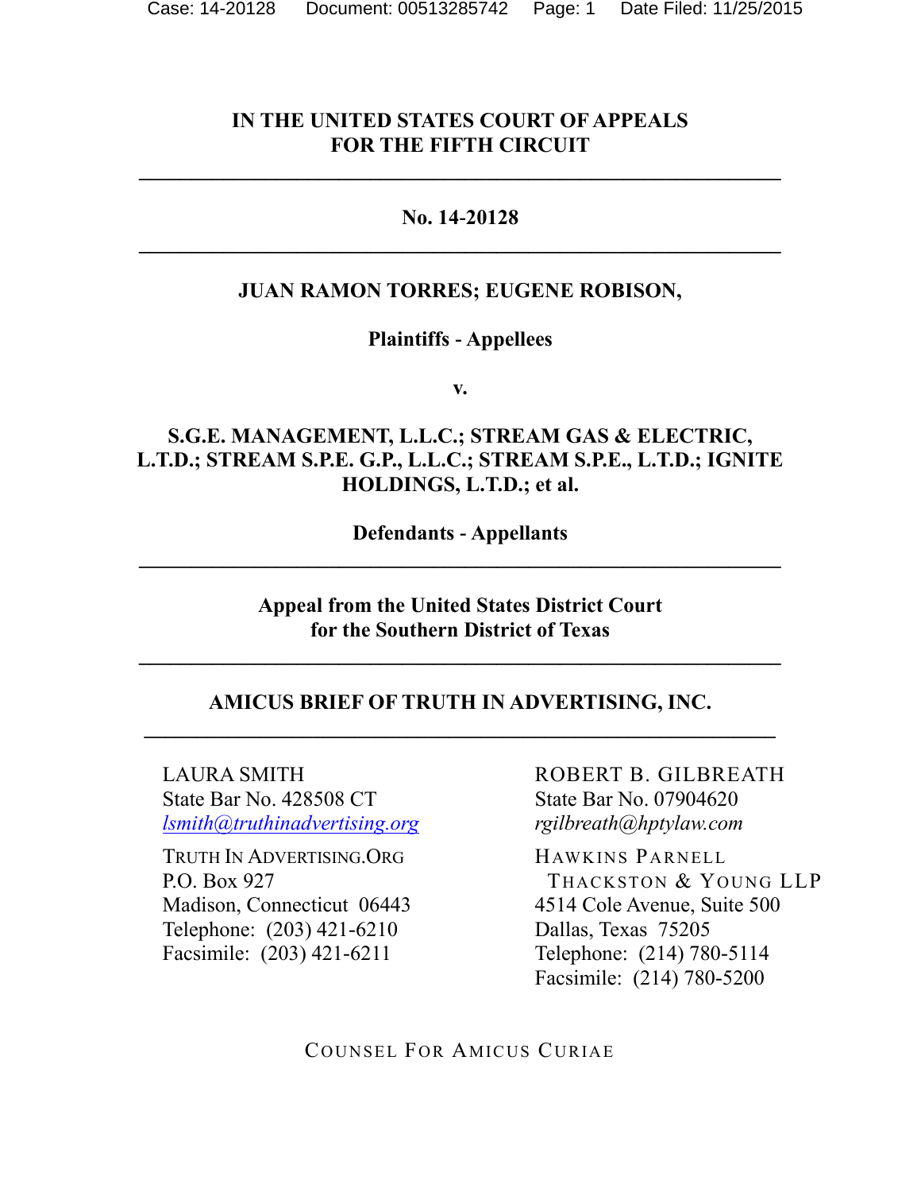**IN THE UNITED STATES COURT OF APPEALS**
**FOR THE FIFTH CIRCUIT**

---

**No. 14-20128**

---

**JUAN RAMON TORRES; EUGENE ROBISON,**

**Plaintiffs - Appellees**

**v.**

**S.G.E. MANAGEMENT, L.L.C.; STREAM GAS & ELECTRIC, L.T.D.; STREAM S.P.E. G.P., L.L.C.; STREAM S.P.E., L.T.D.; IGNITE HOLDINGS, L.T.D.; et al.**

**Defendants - Appellants**

---

**Appeal from the United States District Court**
**for the Southern District of Texas**

---

**AMICUS BRIEF OF TRUTH IN ADVERTISING, INC.**

---

LAURA SMITH
State Bar No. 428508 CT
*lsmith@truthinadvertising.org*

TRUTH IN ADVERTISING.ORG
P.O. Box 927
Madison, Connecticut 06443
Telephone: (203) 421-6210
Facsimile: (203) 421-6211

ROBERT B. GILBREATH
State Bar No. 07904620
*rgilbreath@hptylaw.com*

HAWKINS PARNELL THACKSTON & YOUNG LLP
4514 Cole Avenue, Suite 500
Dallas, Texas 75205
Telephone: (214) 780-5114
Facsimile: (214) 780-5200

COUNSEL FOR AMICUS CURIAE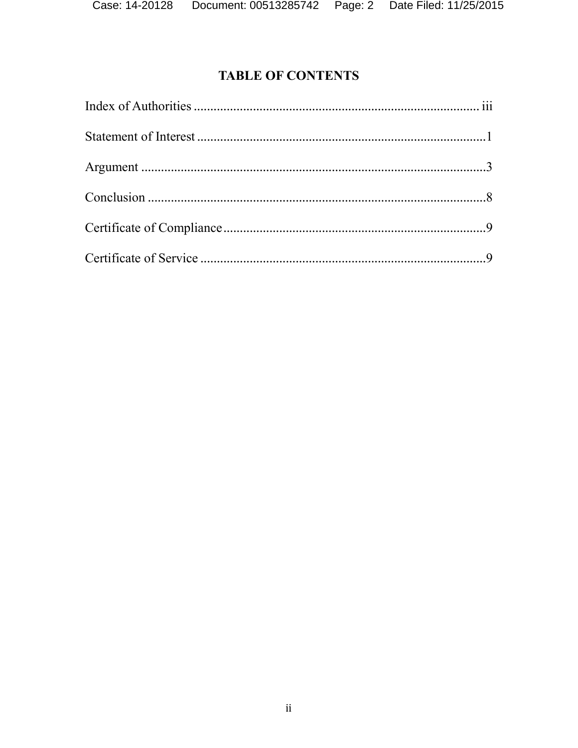# TABLE OF CONTENTS

Index of Authorities ........................................................................................ iii

Statement of Interest .........................................................................................1

Argument ..........................................................................................................3

Conclusion ........................................................................................................8

Certificate of Compliance..................................................................................9

Certificate of Service .........................................................................................9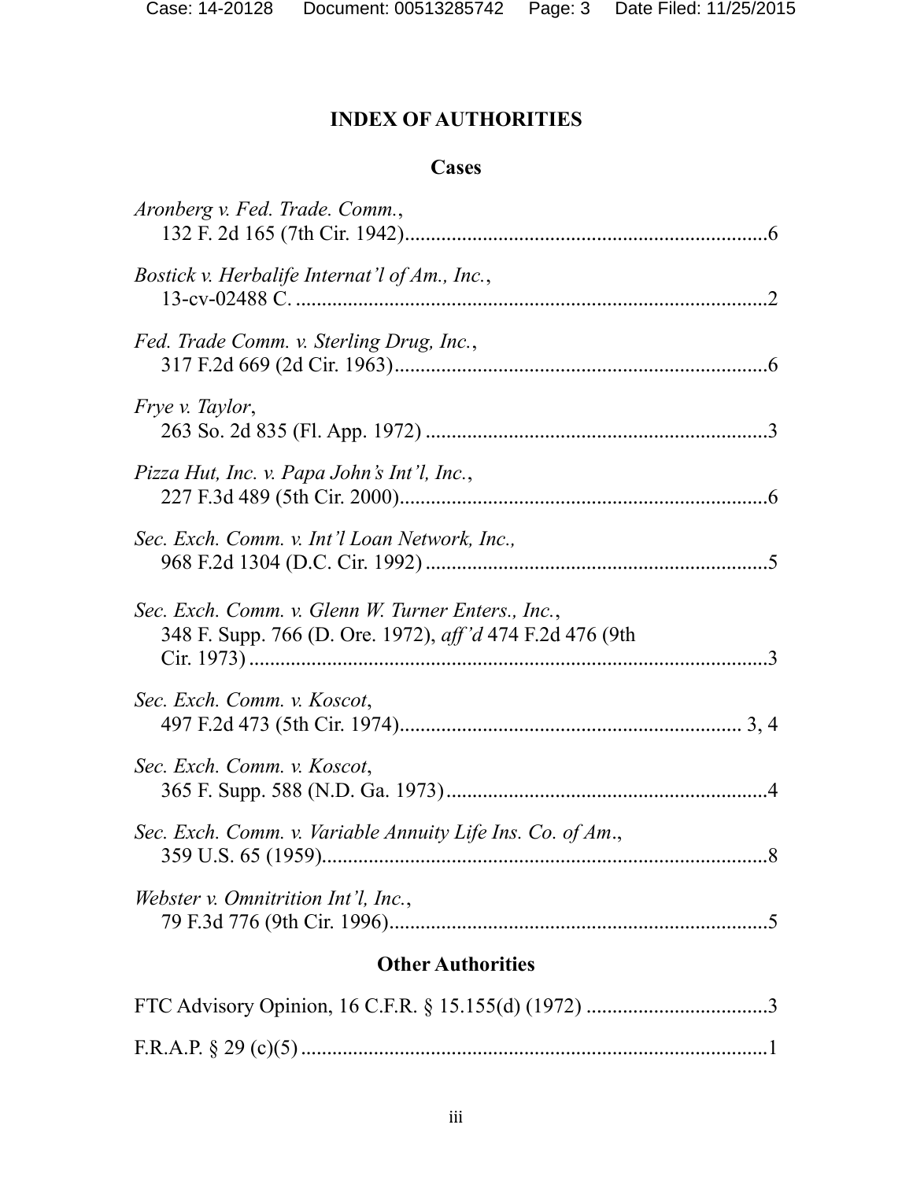# INDEX OF AUTHORITIES

## Cases

*Aronberg v. Fed. Trade. Comm.*,
132 F. 2d 165 (7th Cir. 1942)......................................................................6

*Bostick v. Herbalife Internat'l of Am., Inc.*,
13-cv-02488 C. ............................................................................................2

*Fed. Trade Comm. v. Sterling Drug, Inc.*,
317 F.2d 669 (2d Cir. 1963)........................................................................6

*Frye v. Taylor*,
263 So. 2d 835 (Fl. App. 1972) ..................................................................3

*Pizza Hut, Inc. v. Papa John's Int'l, Inc.*,
227 F.3d 489 (5th Cir. 2000).......................................................................6

*Sec. Exch. Comm. v. Int'l Loan Network, Inc.,*
968 F.2d 1304 (D.C. Cir. 1992) ..................................................................5

*Sec. Exch. Comm. v. Glenn W. Turner Enters., Inc.*,
348 F. Supp. 766 (D. Ore. 1972), *aff'd* 474 F.2d 476 (9th Cir. 1973) .....................................................................................................3

*Sec. Exch. Comm. v. Koscot*,
497 F.2d 473 (5th Cir. 1974).................................................................. 3, 4

*Sec. Exch. Comm. v. Koscot*,
365 F. Supp. 588 (N.D. Ga. 1973)..............................................................4

*Sec. Exch. Comm. v. Variable Annuity Life Ins. Co. of Am*.,
359 U.S. 65 (1959).......................................................................................8

*Webster v. Omnitrition Int'l, Inc.*,
79 F.3d 776 (9th Cir. 1996)..........................................................................5

## Other Authorities

FTC Advisory Opinion, 16 C.F.R. § 15.155(d) (1972) ...................................3

F.R.A.P. § 29 (c)(5)..........................................................................................1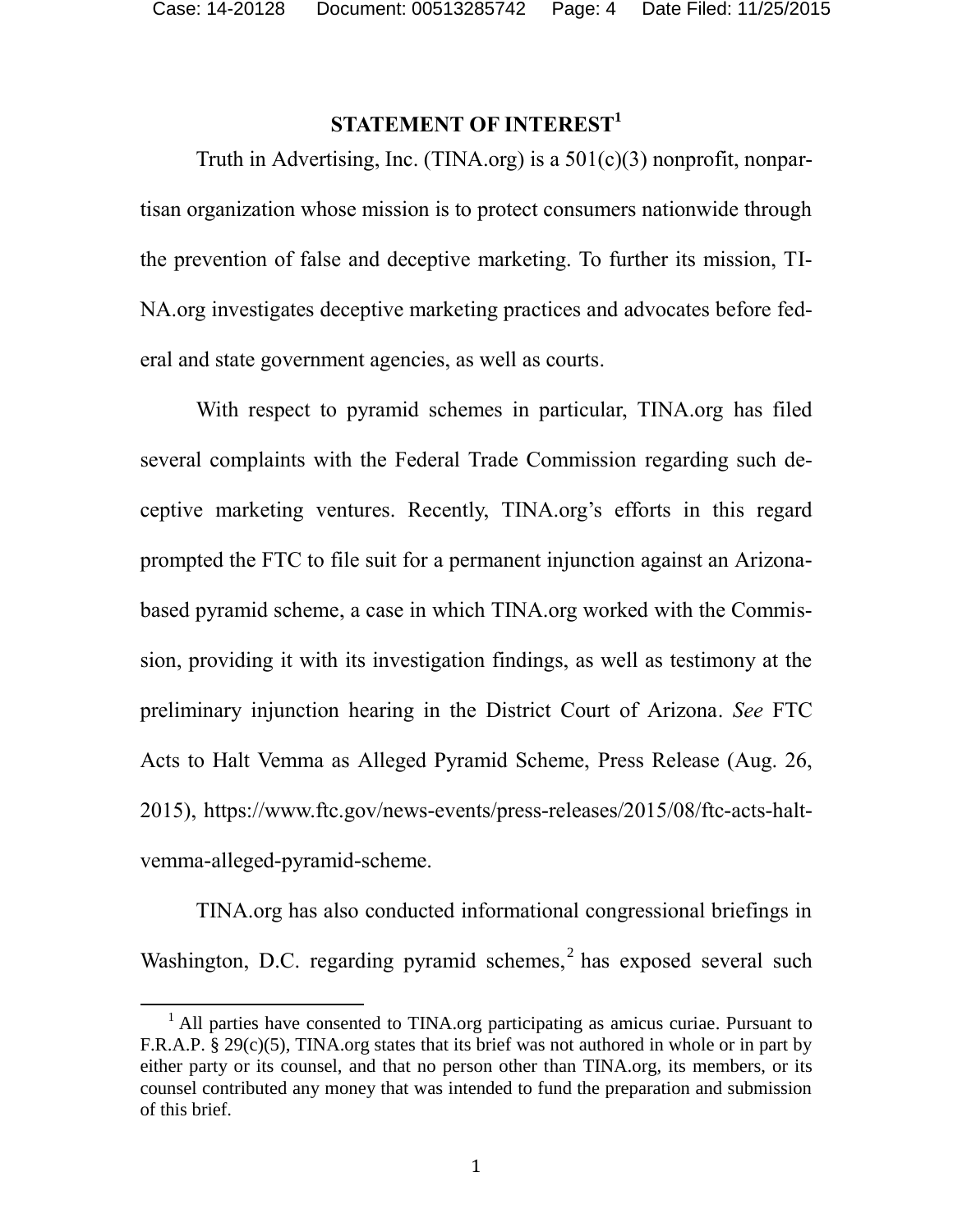## STATEMENT OF INTEREST[1]

Truth in Advertising, Inc. (TINA.org) is a 501(c)(3) nonprofit, nonpartisan organization whose mission is to protect consumers nationwide through the prevention of false and deceptive marketing. To further its mission, TINA.org investigates deceptive marketing practices and advocates before federal and state government agencies, as well as courts.

With respect to pyramid schemes in particular, TINA.org has filed several complaints with the Federal Trade Commission regarding such deceptive marketing ventures. Recently, TINA.org's efforts in this regard prompted the FTC to file suit for a permanent injunction against an Arizona-based pyramid scheme, a case in which TINA.org worked with the Commission, providing it with its investigation findings, as well as testimony at the preliminary injunction hearing in the District Court of Arizona. *See* FTC Acts to Halt Vemma as Alleged Pyramid Scheme, Press Release (Aug. 26, 2015), https://www.ftc.gov/news-events/press-releases/2015/08/ftc-acts-halt-vemma-alleged-pyramid-scheme.

TINA.org has also conducted informational congressional briefings in Washington, D.C. regarding pyramid schemes,[2] has exposed several such

---

[1] All parties have consented to TINA.org participating as amicus curiae. Pursuant to F.R.A.P. § 29(c)(5), TINA.org states that its brief was not authored in whole or in part by either party or its counsel, and that no person other than TINA.org, its members, or its counsel contributed any money that was intended to fund the preparation and submission of this brief.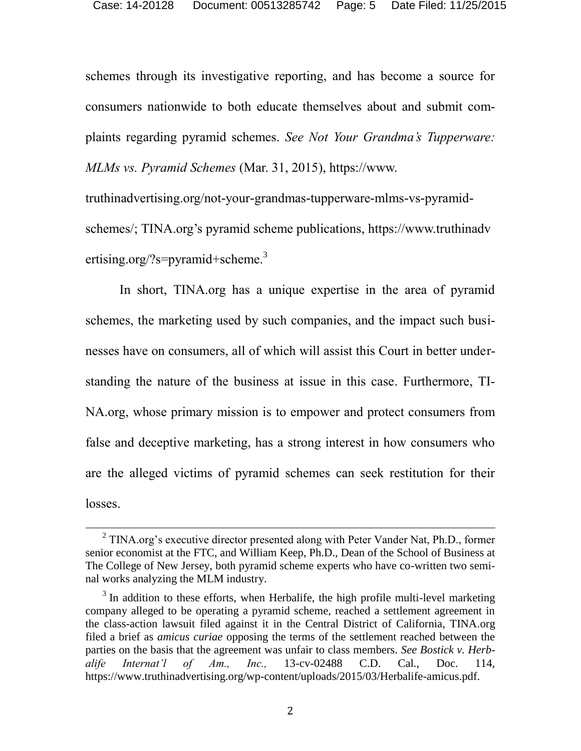schemes through its investigative reporting, and has become a source for consumers nationwide to both educate themselves about and submit complaints regarding pyramid schemes. *See Not Your Grandma's Tupperware: MLMs vs. Pyramid Schemes* (Mar. 31, 2015), https://www.truthinadvertising.org/not-your-grandmas-tupperware-mlms-vs-pyramid-schemes/; TINA.org's pyramid scheme publications, https://www.truthinadvertising.org/?s=pyramid+scheme.[3]

In short, TINA.org has a unique expertise in the area of pyramid schemes, the marketing used by such companies, and the impact such businesses have on consumers, all of which will assist this Court in better understanding the nature of the business at issue in this case. Furthermore, TINA.org, whose primary mission is to empower and protect consumers from false and deceptive marketing, has a strong interest in how consumers who are the alleged victims of pyramid schemes can seek restitution for their losses.

---

[2] TINA.org's executive director presented along with Peter Vander Nat, Ph.D., former senior economist at the FTC, and William Keep, Ph.D., Dean of the School of Business at The College of New Jersey, both pyramid scheme experts who have co-written two seminal works analyzing the MLM industry.

[3] In addition to these efforts, when Herbalife, the high profile multi-level marketing company alleged to be operating a pyramid scheme, reached a settlement agreement in the class-action lawsuit filed against it in the Central District of California, TINA.org filed a brief as *amicus curiae* opposing the terms of the settlement reached between the parties on the basis that the agreement was unfair to class members. *See Bostick v. Herbalife Internat'l of Am., Inc.,* 13-cv-02488 C.D. Cal., Doc. 114, https://www.truthinadvertising.org/wp-content/uploads/2015/03/Herbalife-amicus.pdf.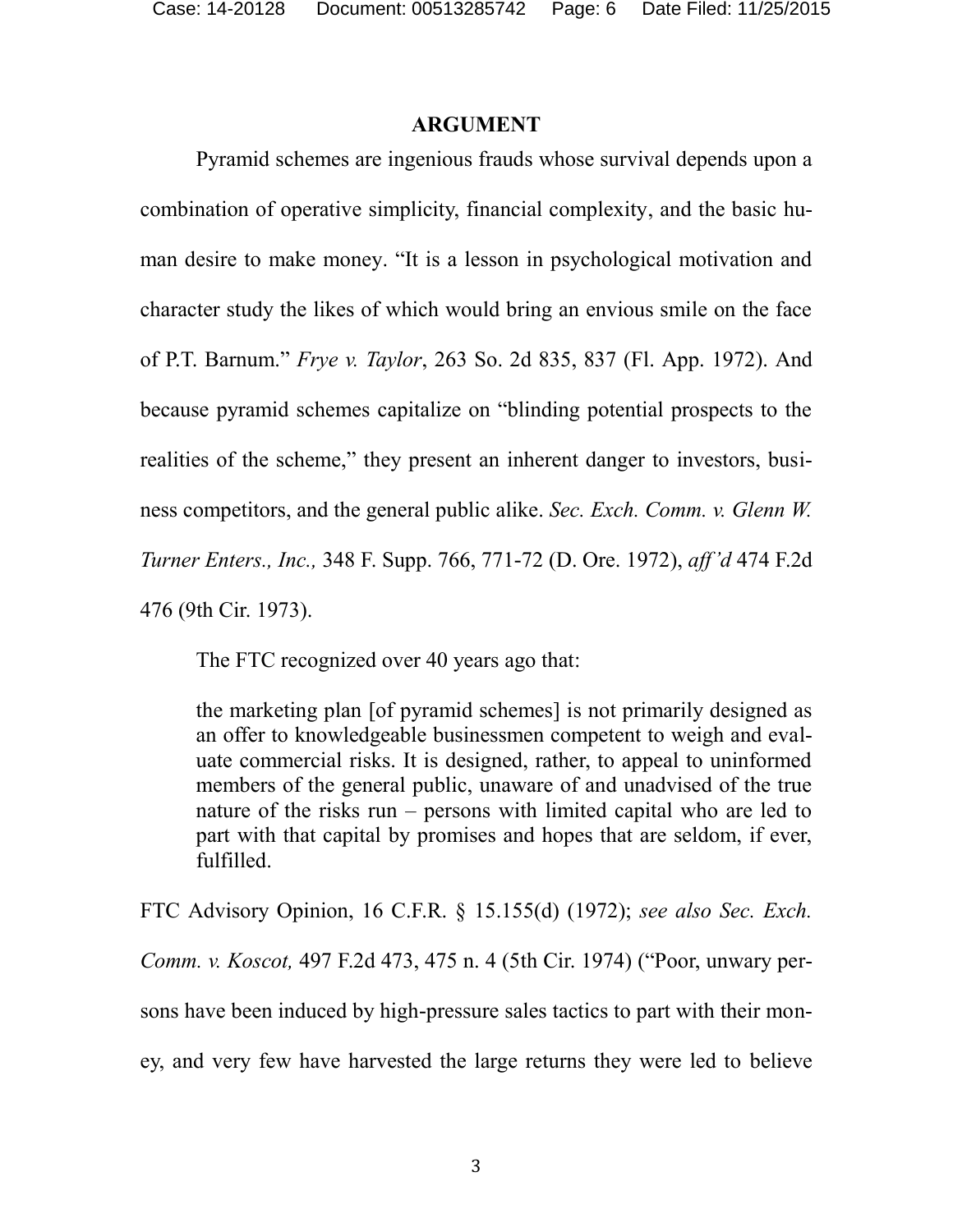## ARGUMENT

Pyramid schemes are ingenious frauds whose survival depends upon a combination of operative simplicity, financial complexity, and the basic human desire to make money. "It is a lesson in psychological motivation and character study the likes of which would bring an envious smile on the face of P.T. Barnum." *Frye v. Taylor*, 263 So. 2d 835, 837 (Fl. App. 1972). And because pyramid schemes capitalize on "blinding potential prospects to the realities of the scheme," they present an inherent danger to investors, business competitors, and the general public alike. *Sec. Exch. Comm. v. Glenn W. Turner Enters., Inc.,* 348 F. Supp. 766, 771-72 (D. Ore. 1972), *aff'd* 474 F.2d 476 (9th Cir. 1973).

The FTC recognized over 40 years ago that:

> the marketing plan [of pyramid schemes] is not primarily designed as an offer to knowledgeable businessmen competent to weigh and evaluate commercial risks. It is designed, rather, to appeal to uninformed members of the general public, unaware of and unadvised of the true nature of the risks run – persons with limited capital who are led to part with that capital by promises and hopes that are seldom, if ever, fulfilled.

FTC Advisory Opinion, 16 C.F.R. § 15.155(d) (1972); *see also Sec. Exch. Comm. v. Koscot,* 497 F.2d 473, 475 n. 4 (5th Cir. 1974) ("Poor, unwary persons have been induced by high-pressure sales tactics to part with their money, and very few have harvested the large returns they were led to believe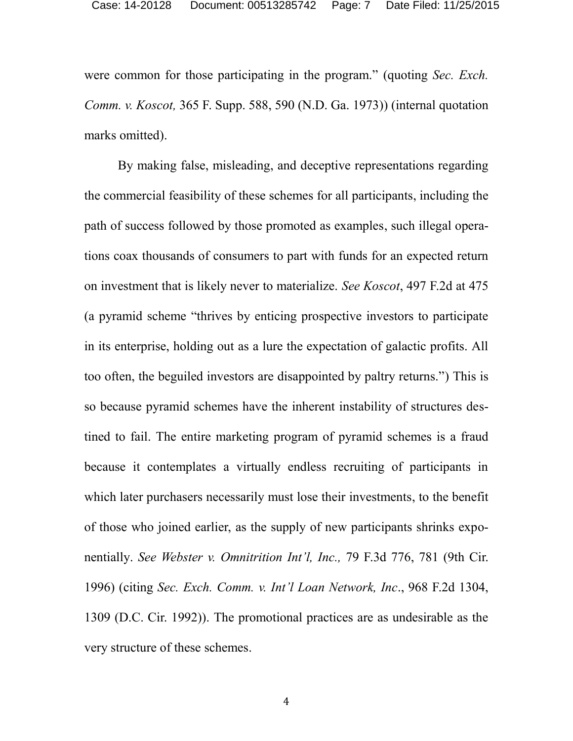were common for those participating in the program." (quoting *Sec. Exch. Comm. v. Koscot,* 365 F. Supp. 588, 590 (N.D. Ga. 1973)) (internal quotation marks omitted).

By making false, misleading, and deceptive representations regarding the commercial feasibility of these schemes for all participants, including the path of success followed by those promoted as examples, such illegal operations coax thousands of consumers to part with funds for an expected return on investment that is likely never to materialize. *See Koscot*, 497 F.2d at 475 (a pyramid scheme "thrives by enticing prospective investors to participate in its enterprise, holding out as a lure the expectation of galactic profits. All too often, the beguiled investors are disappointed by paltry returns.") This is so because pyramid schemes have the inherent instability of structures destined to fail. The entire marketing program of pyramid schemes is a fraud because it contemplates a virtually endless recruiting of participants in which later purchasers necessarily must lose their investments, to the benefit of those who joined earlier, as the supply of new participants shrinks exponentially. *See Webster v. Omnitrition Int'l, Inc.,* 79 F.3d 776, 781 (9th Cir. 1996) (citing *Sec. Exch. Comm. v. Int'l Loan Network, Inc*., 968 F.2d 1304, 1309 (D.C. Cir. 1992)). The promotional practices are as undesirable as the very structure of these schemes.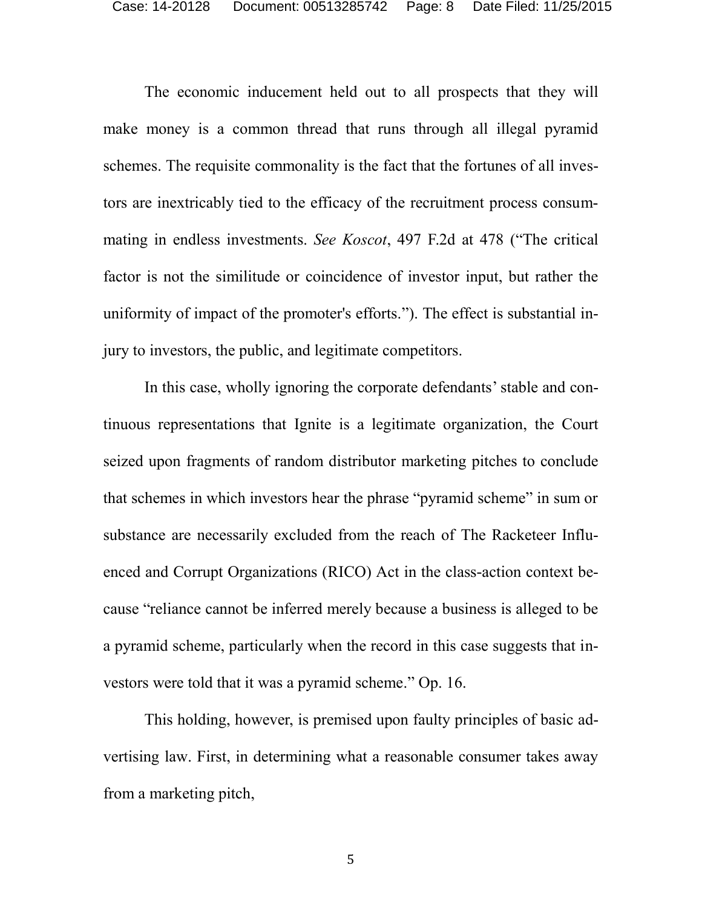The economic inducement held out to all prospects that they will make money is a common thread that runs through all illegal pyramid schemes. The requisite commonality is the fact that the fortunes of all investors are inextricably tied to the efficacy of the recruitment process consummating in endless investments. *See Koscot*, 497 F.2d at 478 ("The critical factor is not the similitude or coincidence of investor input, but rather the uniformity of impact of the promoter's efforts."). The effect is substantial injury to investors, the public, and legitimate competitors.

In this case, wholly ignoring the corporate defendants' stable and continuous representations that Ignite is a legitimate organization, the Court seized upon fragments of random distributor marketing pitches to conclude that schemes in which investors hear the phrase "pyramid scheme" in sum or substance are necessarily excluded from the reach of The Racketeer Influenced and Corrupt Organizations (RICO) Act in the class-action context because "reliance cannot be inferred merely because a business is alleged to be a pyramid scheme, particularly when the record in this case suggests that investors were told that it was a pyramid scheme." Op. 16.

This holding, however, is premised upon faulty principles of basic advertising law. First, in determining what a reasonable consumer takes away from a marketing pitch,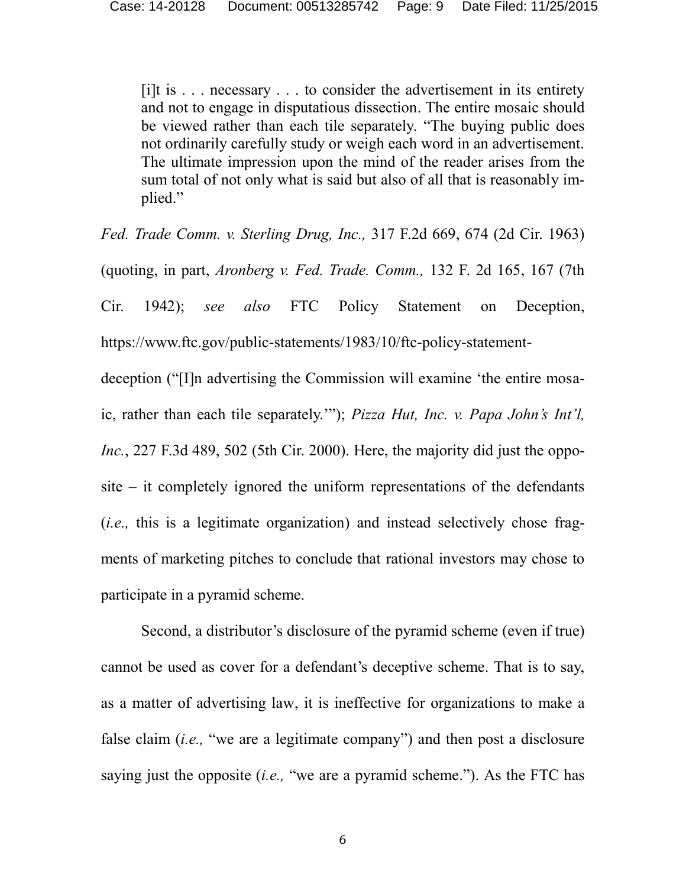> [i]t is . . . necessary . . . to consider the advertisement in its entirety and not to engage in disputatious dissection. The entire mosaic should be viewed rather than each tile separately. "The buying public does not ordinarily carefully study or weigh each word in an advertisement. The ultimate impression upon the mind of the reader arises from the sum total of not only what is said but also of all that is reasonably implied."

*Fed. Trade Comm. v. Sterling Drug, Inc.,* 317 F.2d 669, 674 (2d Cir. 1963) (quoting, in part, *Aronberg v. Fed. Trade. Comm.,* 132 F. 2d 165, 167 (7th Cir. 1942); *see also* FTC Policy Statement on Deception, https://www.ftc.gov/public-statements/1983/10/ftc-policy-statement-deception ("[I]n advertising the Commission will examine 'the entire mosaic, rather than each tile separately.'"); *Pizza Hut, Inc. v. Papa John's Int'l, Inc.*, 227 F.3d 489, 502 (5th Cir. 2000). Here, the majority did just the opposite – it completely ignored the uniform representations of the defendants (*i.e.,* this is a legitimate organization) and instead selectively chose fragments of marketing pitches to conclude that rational investors may chose to participate in a pyramid scheme.

Second, a distributor's disclosure of the pyramid scheme (even if true) cannot be used as cover for a defendant's deceptive scheme. That is to say, as a matter of advertising law, it is ineffective for organizations to make a false claim (*i.e.,* "we are a legitimate company") and then post a disclosure saying just the opposite (*i.e.,* "we are a pyramid scheme."). As the FTC has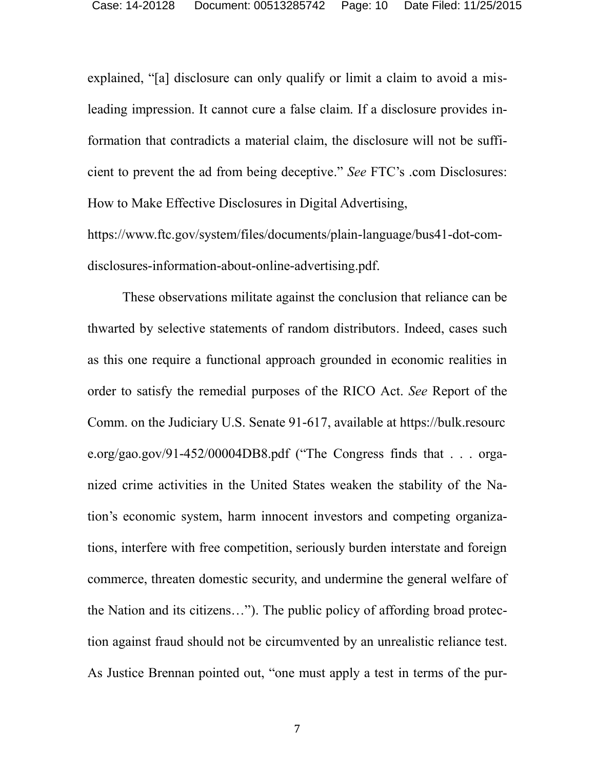explained, "[a] disclosure can only qualify or limit a claim to avoid a misleading impression. It cannot cure a false claim. If a disclosure provides information that contradicts a material claim, the disclosure will not be sufficient to prevent the ad from being deceptive." *See* FTC's .com Disclosures: How to Make Effective Disclosures in Digital Advertising, https://www.ftc.gov/system/files/documents/plain-language/bus41-dot-com-disclosures-information-about-online-advertising.pdf.

These observations militate against the conclusion that reliance can be thwarted by selective statements of random distributors. Indeed, cases such as this one require a functional approach grounded in economic realities in order to satisfy the remedial purposes of the RICO Act. *See* Report of the Comm. on the Judiciary U.S. Senate 91-617, available at https://bulk.resource.org/gao.gov/91-452/00004DB8.pdf ("The Congress finds that . . . organized crime activities in the United States weaken the stability of the Nation's economic system, harm innocent investors and competing organizations, interfere with free competition, seriously burden interstate and foreign commerce, threaten domestic security, and undermine the general welfare of the Nation and its citizens…"). The public policy of affording broad protection against fraud should not be circumvented by an unrealistic reliance test. As Justice Brennan pointed out, "one must apply a test in terms of the pur-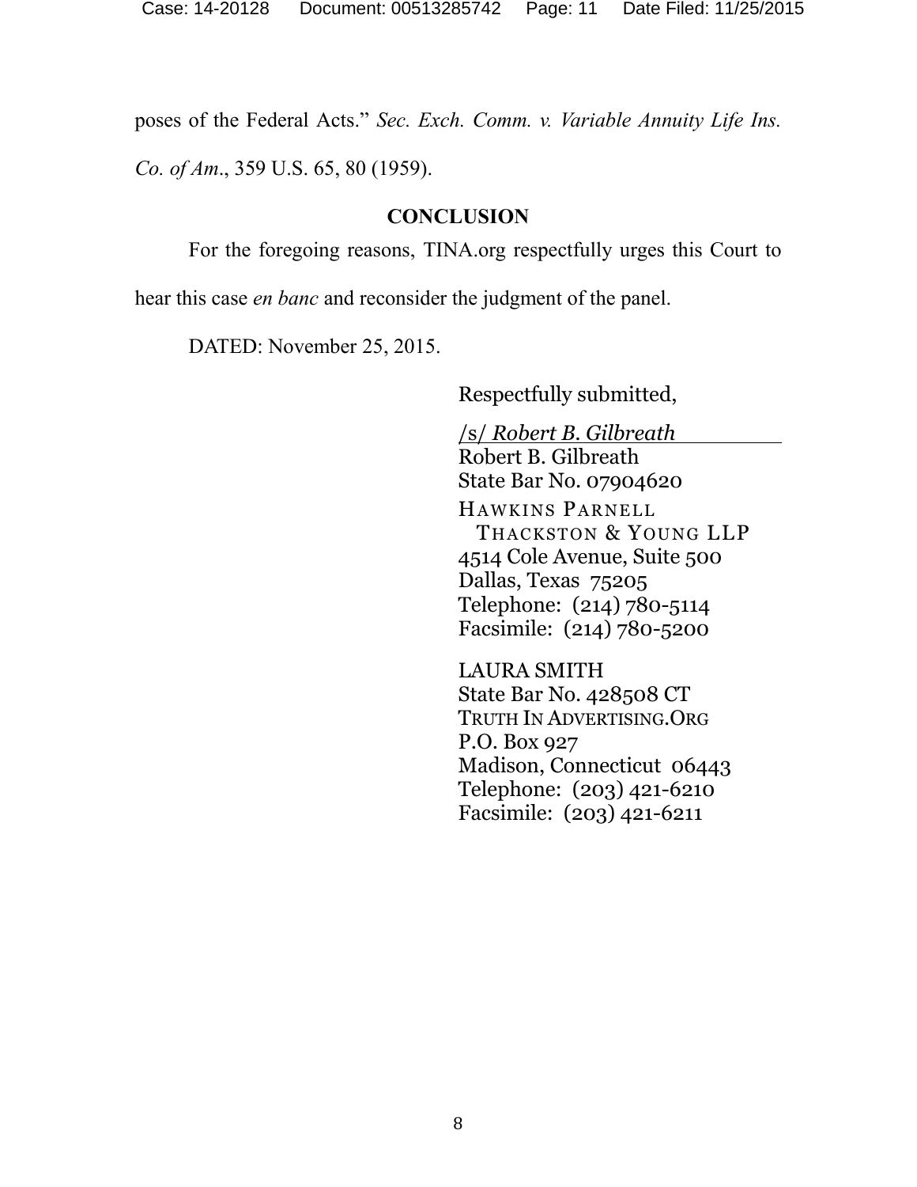poses of the Federal Acts." *Sec. Exch. Comm. v. Variable Annuity Life Ins. Co. of Am.*, 359 U.S. 65, 80 (1959).

## CONCLUSION

For the foregoing reasons, TINA.org respectfully urges this Court to hear this case *en banc* and reconsider the judgment of the panel.

DATED: November 25, 2015.

Respectfully submitted,

/s/ *Robert B. Gilbreath*
Robert B. Gilbreath
State Bar No. 07904620
HAWKINS PARNELL
THACKSTON & YOUNG LLP
4514 Cole Avenue, Suite 500
Dallas, Texas 75205
Telephone: (214) 780-5114
Facsimile: (214) 780-5200

LAURA SMITH
State Bar No. 428508 CT
TRUTH IN ADVERTISING.ORG
P.O. Box 927
Madison, Connecticut 06443
Telephone: (203) 421-6210
Facsimile: (203) 421-6211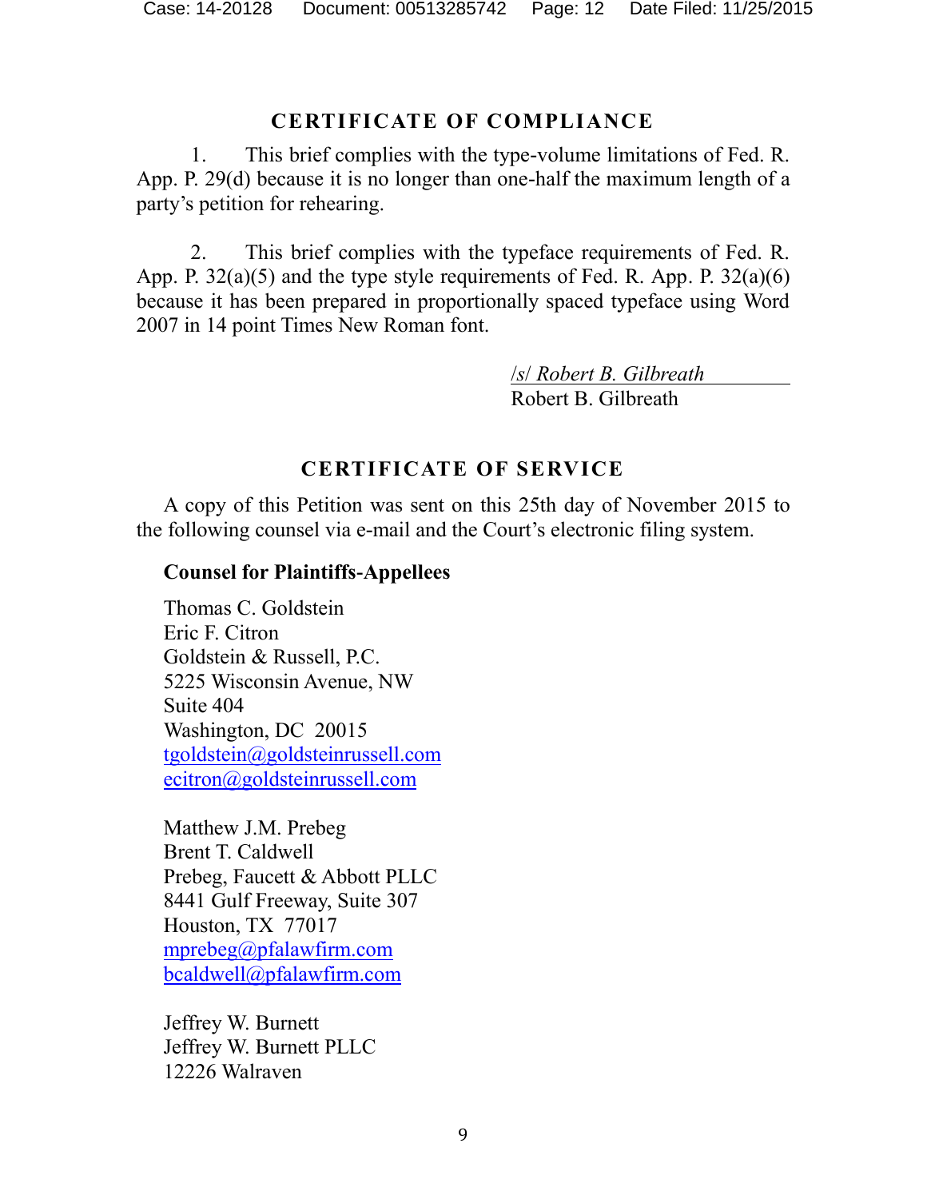## CERTIFICATE OF COMPLIANCE

1. This brief complies with the type-volume limitations of Fed. R. App. P. 29(d) because it is no longer than one-half the maximum length of a party's petition for rehearing.

2. This brief complies with the typeface requirements of Fed. R. App. P. 32(a)(5) and the type style requirements of Fed. R. App. P. 32(a)(6) because it has been prepared in proportionally spaced typeface using Word 2007 in 14 point Times New Roman font.

/s/ *Robert B. Gilbreath*
Robert B. Gilbreath

## CERTIFICATE OF SERVICE

A copy of this Petition was sent on this 25th day of November 2015 to the following counsel via e-mail and the Court's electronic filing system.

**Counsel for Plaintiffs-Appellees**

Thomas C. Goldstein
Eric F. Citron
Goldstein & Russell, P.C.
5225 Wisconsin Avenue, NW
Suite 404
Washington, DC 20015
tgoldstein@goldsteinrussell.com
ecitron@goldsteinrussell.com

Matthew J.M. Prebeg
Brent T. Caldwell
Prebeg, Faucett & Abbott PLLC
8441 Gulf Freeway, Suite 307
Houston, TX 77017
mprebeg@pfalawfirm.com
bcaldwell@pfalawfirm.com

Jeffrey W. Burnett
Jeffrey W. Burnett PLLC
12226 Walraven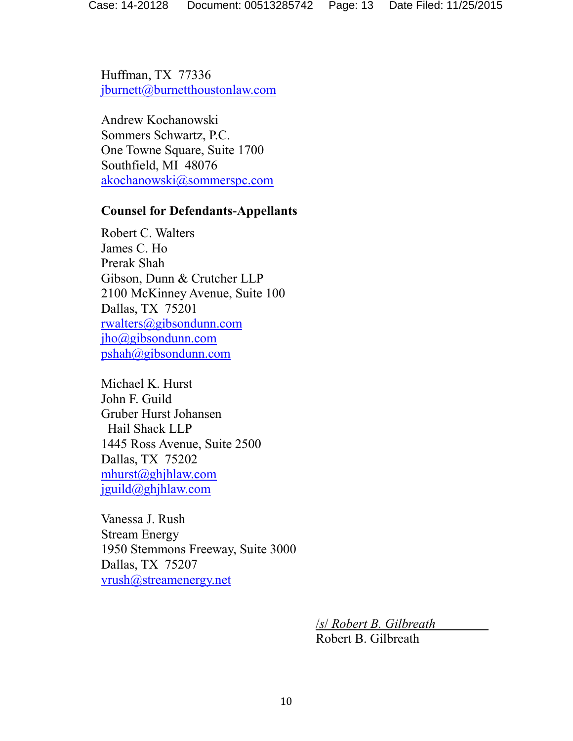Huffman, TX 77336
jburnett@burnetthoustonlaw.com

Andrew Kochanowski
Sommers Schwartz, P.C.
One Towne Square, Suite 1700
Southfield, MI 48076
akochanowski@sommerspc.com

**Counsel for Defendants-Appellants**

Robert C. Walters
James C. Ho
Prerak Shah
Gibson, Dunn & Crutcher LLP
2100 McKinney Avenue, Suite 100
Dallas, TX 75201
rwalters@gibsondunn.com
jho@gibsondunn.com
pshah@gibsondunn.com

Michael K. Hurst
John F. Guild
Gruber Hurst Johansen
Hail Shack LLP
1445 Ross Avenue, Suite 2500
Dallas, TX 75202
mhurst@ghjhlaw.com
jguild@ghjhlaw.com

Vanessa J. Rush
Stream Energy
1950 Stemmons Freeway, Suite 3000
Dallas, TX 75207
vrush@streamenergy.net

*/s/ Robert B. Gilbreath*
Robert B. Gilbreath